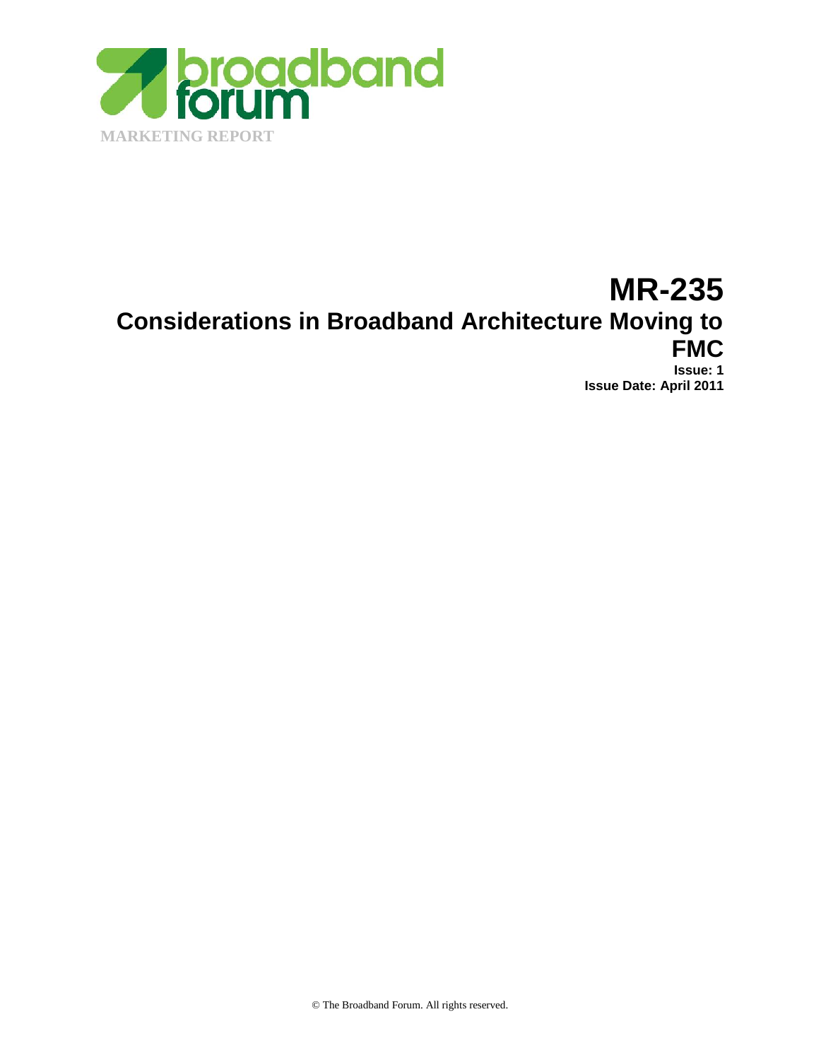MARKETING REPORT

# MR-235

## Considerations in Broadband Architecture Moving to FMC

**Issue: 1**

**Issue Date: April 2011**

© The Broadband Forum. All rights reserved.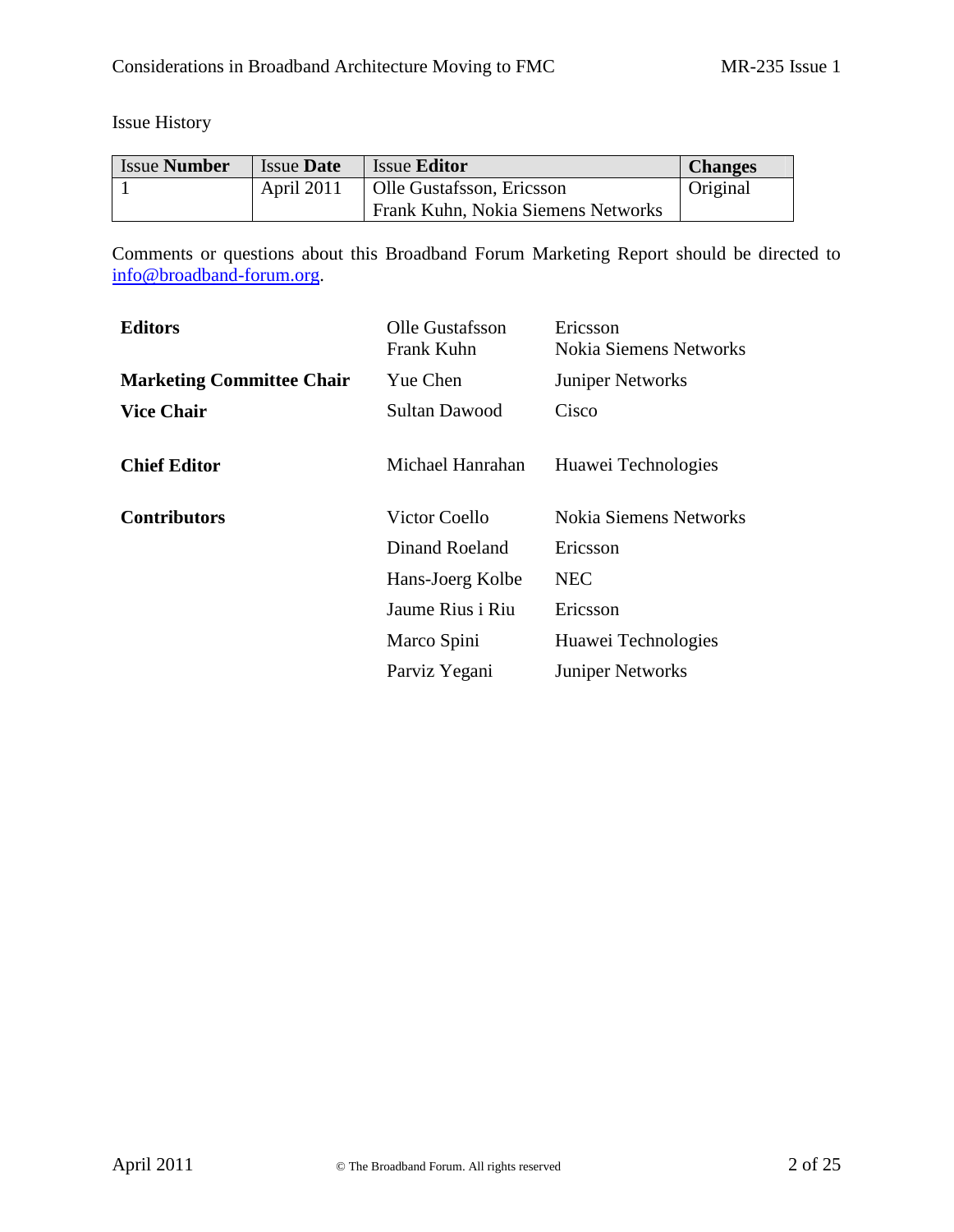Issue History

| Issue **Number** | Issue **Date** | Issue **Editor** | **Changes** |
|---|---|---|---|
| 1 | April 2011 | Olle Gustafsson, Ericsson<br>Frank Kuhn, Nokia Siemens Networks | Original |

Comments or questions about this Broadband Forum Marketing Report should be directed to info@broadband-forum.org.

| | | |
|---|---|---|
| **Editors** | Olle Gustafsson<br>Frank Kuhn | Ericsson<br>Nokia Siemens Networks |
| **Marketing Committee Chair** | Yue Chen | Juniper Networks |
| **Vice Chair** | Sultan Dawood | Cisco |
| **Chief Editor** | Michael Hanrahan | Huawei Technologies |
| **Contributors** | Victor Coello | Nokia Siemens Networks |
| | Dinand Roeland | Ericsson |
| | Hans-Joerg Kolbe | NEC |
| | Jaume Rius i Riu | Ericsson |
| | Marco Spini | Huawei Technologies |
| | Parviz Yegani | Juniper Networks |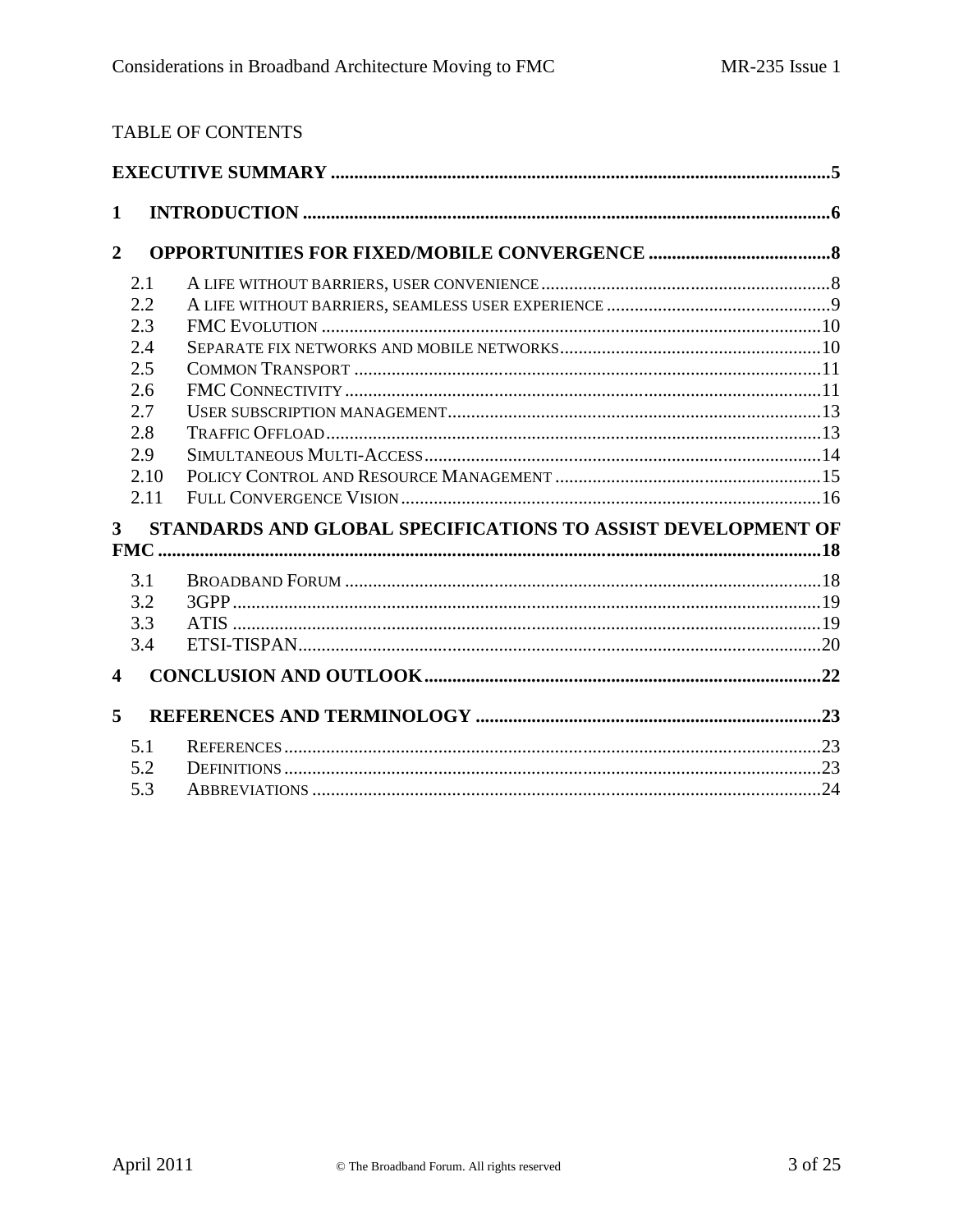TABLE OF CONTENTS

**EXECUTIVE SUMMARY** ........................................................ **5**

**1 INTRODUCTION** ........................................................ **6**

**2 OPPORTUNITIES FOR FIXED/MOBILE CONVERGENCE** ........................................................ **8**

- 2.1 A LIFE WITHOUT BARRIERS, USER CONVENIENCE ........................................................ 8
- 2.2 A LIFE WITHOUT BARRIERS, SEAMLESS USER EXPERIENCE ........................................................ 9
- 2.3 FMC EVOLUTION ........................................................ 10
- 2.4 SEPARATE FIX NETWORKS AND MOBILE NETWORKS ........................................................ 10
- 2.5 COMMON TRANSPORT ........................................................ 11
- 2.6 FMC CONNECTIVITY ........................................................ 11
- 2.7 USER SUBSCRIPTION MANAGEMENT ........................................................ 13
- 2.8 TRAFFIC OFFLOAD ........................................................ 13
- 2.9 SIMULTANEOUS MULTI-ACCESS ........................................................ 14
- 2.10 POLICY CONTROL AND RESOURCE MANAGEMENT ........................................................ 15
- 2.11 FULL CONVERGENCE VISION ........................................................ 16

**3 STANDARDS AND GLOBAL SPECIFICATIONS TO ASSIST DEVELOPMENT OF FMC** ........................................................ **18**

- 3.1 BROADBAND FORUM ........................................................ 18
- 3.2 3GPP ........................................................ 19
- 3.3 ATIS ........................................................ 19
- 3.4 ETSI-TISPAN ........................................................ 20

**4 CONCLUSION AND OUTLOOK** ........................................................ **22**

**5 REFERENCES AND TERMINOLOGY** ........................................................ **23**

- 5.1 REFERENCES ........................................................ 23
- 5.2 DEFINITIONS ........................................................ 23
- 5.3 ABBREVIATIONS ........................................................ 24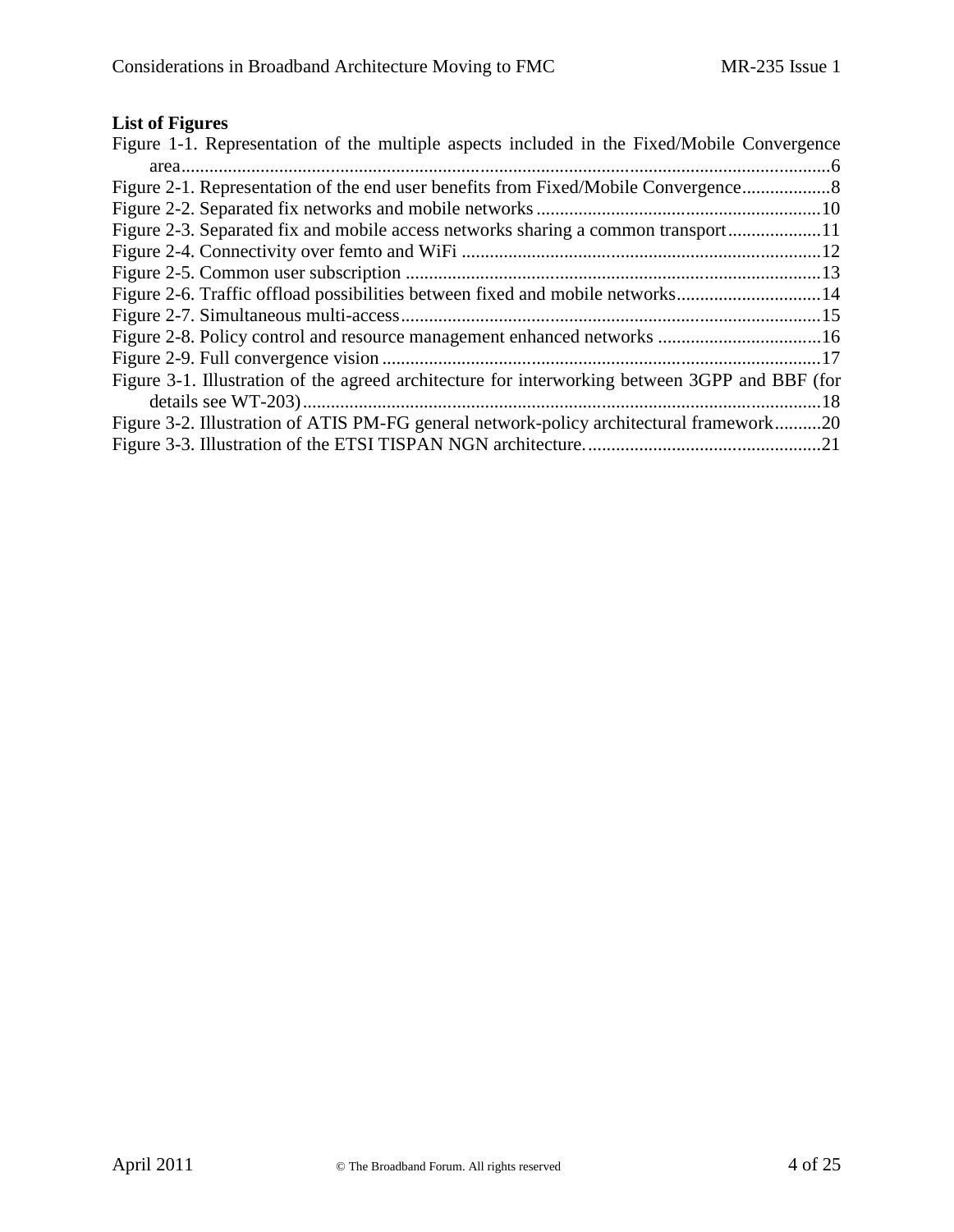**List of Figures**

Figure 1-1. Representation of the multiple aspects included in the Fixed/Mobile Convergence area........................................................................................................................................6
Figure 2-1. Representation of the end user benefits from Fixed/Mobile Convergence...................8
Figure 2-2. Separated fix networks and mobile networks ............................................................10
Figure 2-3. Separated fix and mobile access networks sharing a common transport....................11
Figure 2-4. Connectivity over femto and WiFi ............................................................................12
Figure 2-5. Common user subscription ........................................................................................13
Figure 2-6. Traffic offload possibilities between fixed and mobile networks...............................14
Figure 2-7. Simultaneous multi-access..........................................................................................15
Figure 2-8. Policy control and resource management enhanced networks ...................................16
Figure 2-9. Full convergence vision .............................................................................................17
Figure 3-1. Illustration of the agreed architecture for interworking between 3GPP and BBF (for details see WT-203)...............................................................................................................18
Figure 3-2. Illustration of ATIS PM-FG general network-policy architectural framework..........20
Figure 3-3. Illustration of the ETSI TISPAN NGN architecture...................................................21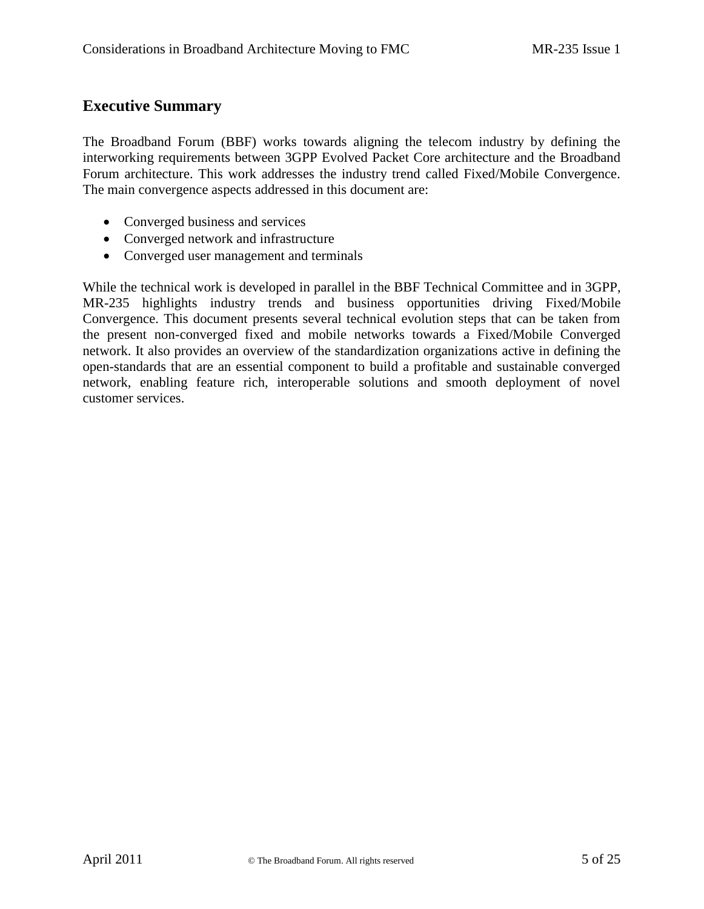# Executive Summary

The Broadband Forum (BBF) works towards aligning the telecom industry by defining the interworking requirements between 3GPP Evolved Packet Core architecture and the Broadband Forum architecture. This work addresses the industry trend called Fixed/Mobile Convergence. The main convergence aspects addressed in this document are:

- Converged business and services
- Converged network and infrastructure
- Converged user management and terminals

While the technical work is developed in parallel in the BBF Technical Committee and in 3GPP, MR-235 highlights industry trends and business opportunities driving Fixed/Mobile Convergence. This document presents several technical evolution steps that can be taken from the present non-converged fixed and mobile networks towards a Fixed/Mobile Converged network. It also provides an overview of the standardization organizations active in defining the open-standards that are an essential component to build a profitable and sustainable converged network, enabling feature rich, interoperable solutions and smooth deployment of novel customer services.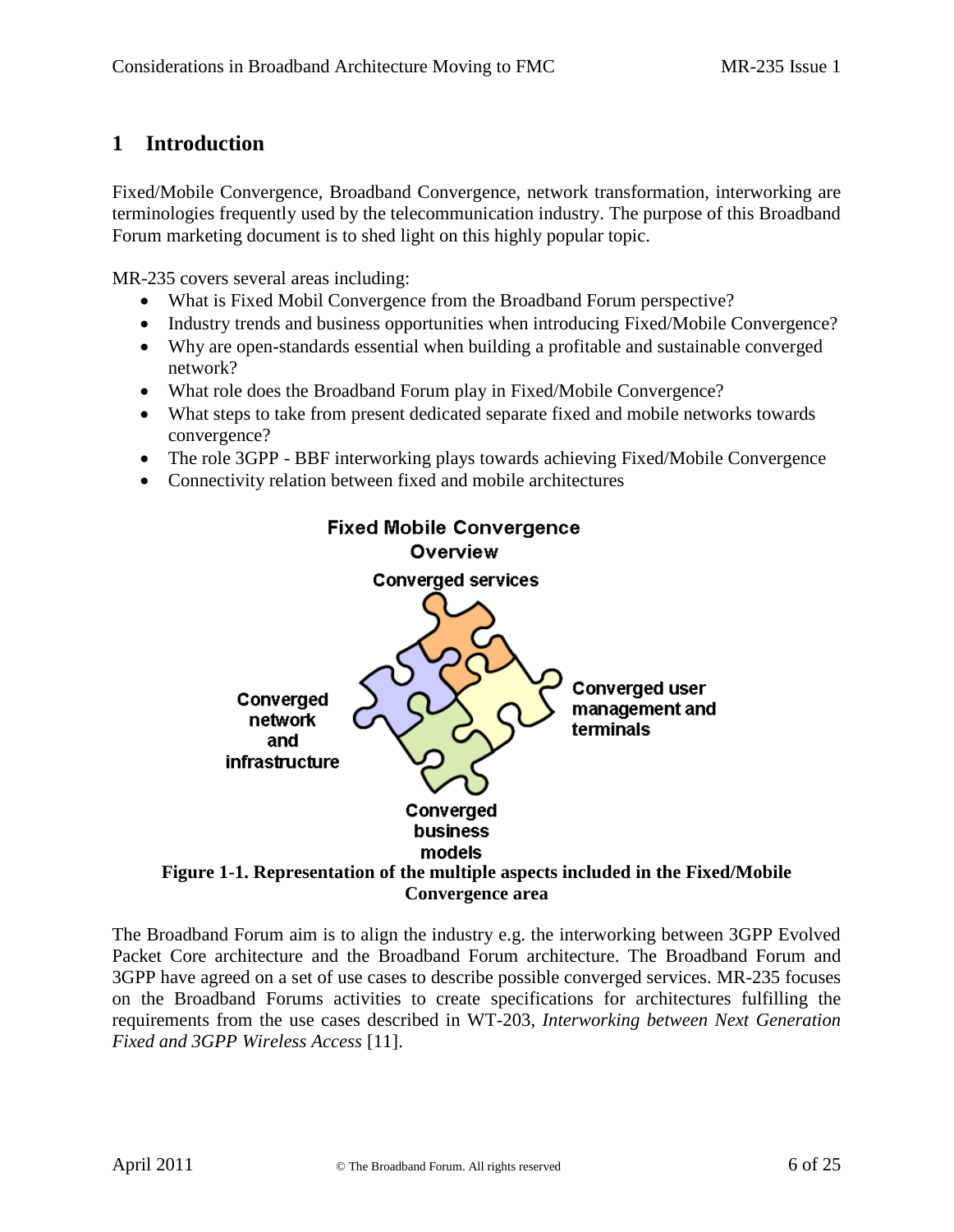# 1 Introduction

Fixed/Mobile Convergence, Broadband Convergence, network transformation, interworking are terminologies frequently used by the telecommunication industry. The purpose of this Broadband Forum marketing document is to shed light on this highly popular topic.

MR-235 covers several areas including:

- What is Fixed Mobil Convergence from the Broadband Forum perspective?
- Industry trends and business opportunities when introducing Fixed/Mobile Convergence?
- Why are open-standards essential when building a profitable and sustainable converged network?
- What role does the Broadband Forum play in Fixed/Mobile Convergence?
- What steps to take from present dedicated separate fixed and mobile networks towards convergence?
- The role 3GPP - BBF interworking plays towards achieving Fixed/Mobile Convergence
- Connectivity relation between fixed and mobile architectures

Fixed Mobile Convergence Overview

Converged services

Converged network and infrastructure

Converged user management and terminals

Converged business models

**Figure 1-1. Representation of the multiple aspects included in the Fixed/Mobile Convergence area**

The Broadband Forum aim is to align the industry e.g. the interworking between 3GPP Evolved Packet Core architecture and the Broadband Forum architecture. The Broadband Forum and 3GPP have agreed on a set of use cases to describe possible converged services. MR-235 focuses on the Broadband Forums activities to create specifications for architectures fulfilling the requirements from the use cases described in WT-203, *Interworking between Next Generation Fixed and 3GPP Wireless Access* [11].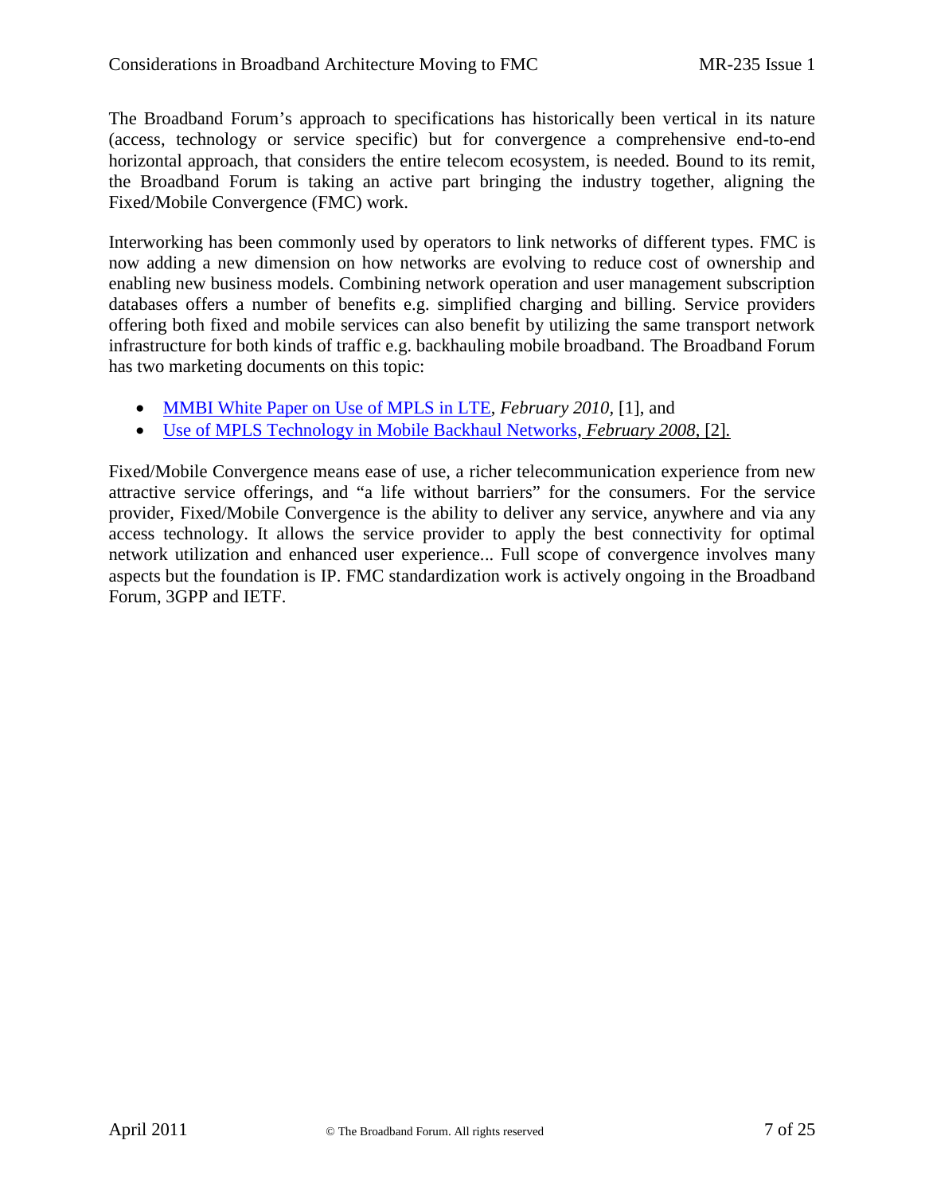The Broadband Forum's approach to specifications has historically been vertical in its nature (access, technology or service specific) but for convergence a comprehensive end-to-end horizontal approach, that considers the entire telecom ecosystem, is needed. Bound to its remit, the Broadband Forum is taking an active part bringing the industry together, aligning the Fixed/Mobile Convergence (FMC) work.

Interworking has been commonly used by operators to link networks of different types. FMC is now adding a new dimension on how networks are evolving to reduce cost of ownership and enabling new business models. Combining network operation and user management subscription databases offers a number of benefits e.g. simplified charging and billing. Service providers offering both fixed and mobile services can also benefit by utilizing the same transport network infrastructure for both kinds of traffic e.g. backhauling mobile broadband. The Broadband Forum has two marketing documents on this topic:

- MMBI White Paper on Use of MPLS in LTE, *February 2010*, [1], and
- Use of MPLS Technology in Mobile Backhaul Networks, *February 2008*, [2].

Fixed/Mobile Convergence means ease of use, a richer telecommunication experience from new attractive service offerings, and "a life without barriers" for the consumers. For the service provider, Fixed/Mobile Convergence is the ability to deliver any service, anywhere and via any access technology. It allows the service provider to apply the best connectivity for optimal network utilization and enhanced user experience... Full scope of convergence involves many aspects but the foundation is IP. FMC standardization work is actively ongoing in the Broadband Forum, 3GPP and IETF.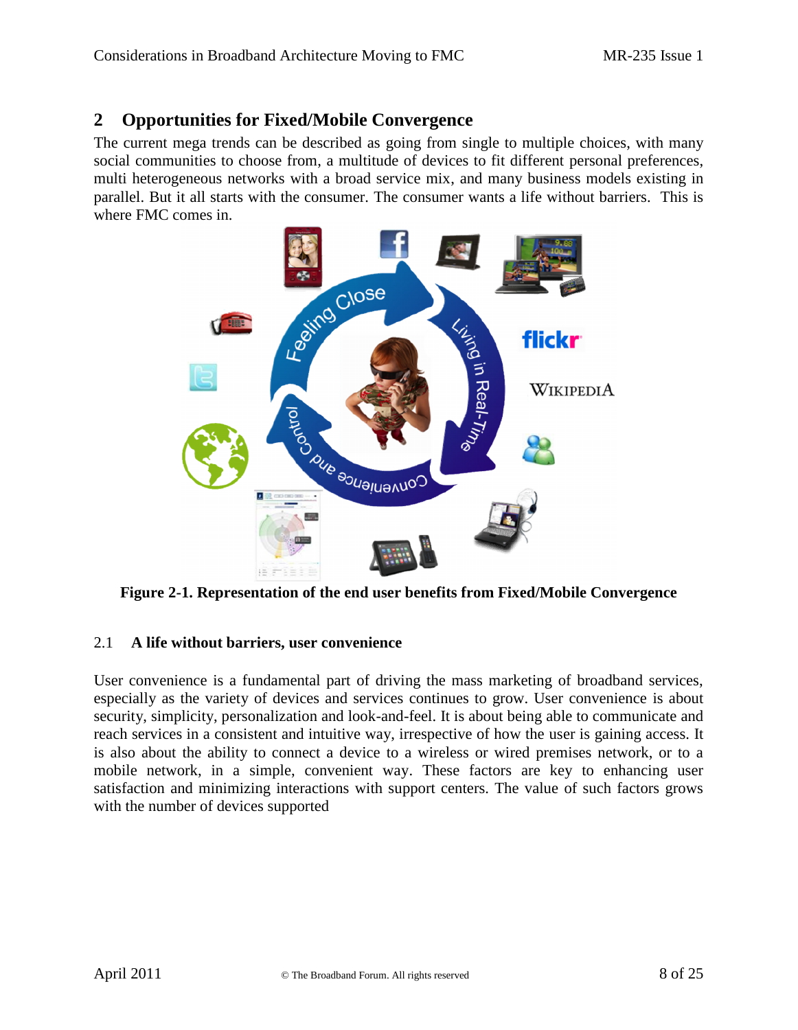## 2 Opportunities for Fixed/Mobile Convergence

The current mega trends can be described as going from single to multiple choices, with many social communities to choose from, a multitude of devices to fit different personal preferences, multi heterogeneous networks with a broad service mix, and many business models existing in parallel. But it all starts with the consumer. The consumer wants a life without barriers. This is where FMC comes in.

**Figure 2-1. Representation of the end user benefits from Fixed/Mobile Convergence**

### 2.1 A life without barriers, user convenience

User convenience is a fundamental part of driving the mass marketing of broadband services, especially as the variety of devices and services continues to grow. User convenience is about security, simplicity, personalization and look-and-feel. It is about being able to communicate and reach services in a consistent and intuitive way, irrespective of how the user is gaining access. It is also about the ability to connect a device to a wireless or wired premises network, or to a mobile network, in a simple, convenient way. These factors are key to enhancing user satisfaction and minimizing interactions with support centers. The value of such factors grows with the number of devices supported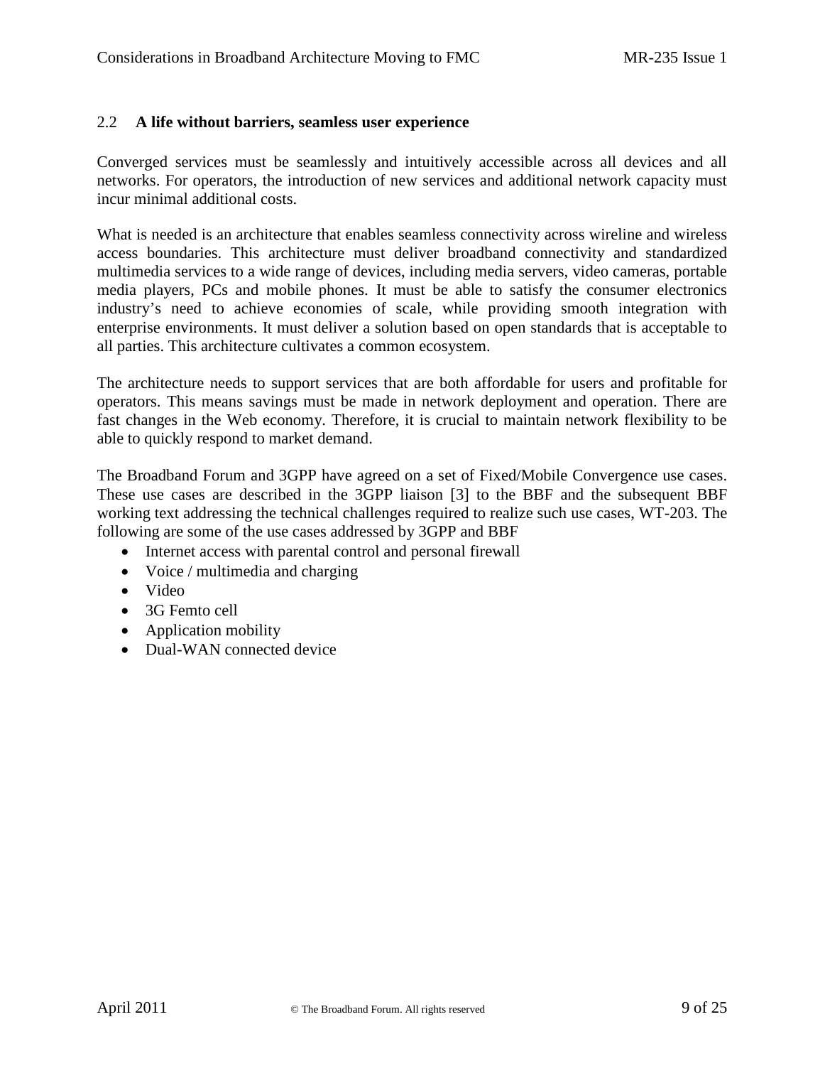## 2.2 A life without barriers, seamless user experience

Converged services must be seamlessly and intuitively accessible across all devices and all networks. For operators, the introduction of new services and additional network capacity must incur minimal additional costs.

What is needed is an architecture that enables seamless connectivity across wireline and wireless access boundaries. This architecture must deliver broadband connectivity and standardized multimedia services to a wide range of devices, including media servers, video cameras, portable media players, PCs and mobile phones. It must be able to satisfy the consumer electronics industry's need to achieve economies of scale, while providing smooth integration with enterprise environments. It must deliver a solution based on open standards that is acceptable to all parties. This architecture cultivates a common ecosystem.

The architecture needs to support services that are both affordable for users and profitable for operators. This means savings must be made in network deployment and operation. There are fast changes in the Web economy. Therefore, it is crucial to maintain network flexibility to be able to quickly respond to market demand.

The Broadband Forum and 3GPP have agreed on a set of Fixed/Mobile Convergence use cases. These use cases are described in the 3GPP liaison [3] to the BBF and the subsequent BBF working text addressing the technical challenges required to realize such use cases, WT-203. The following are some of the use cases addressed by 3GPP and BBF

- Internet access with parental control and personal firewall
- Voice / multimedia and charging
- Video
- 3G Femto cell
- Application mobility
- Dual-WAN connected device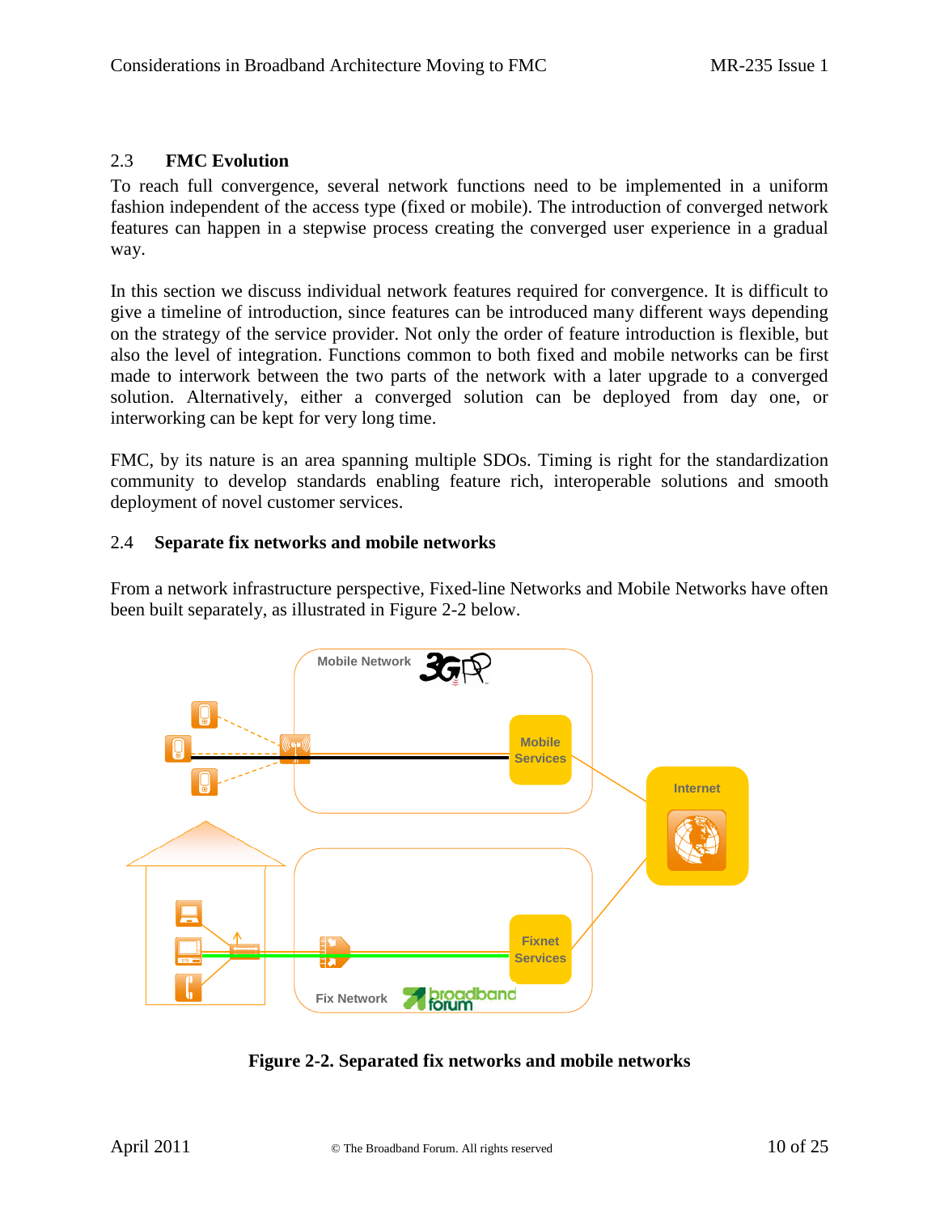## 2.3 FMC Evolution

To reach full convergence, several network functions need to be implemented in a uniform fashion independent of the access type (fixed or mobile). The introduction of converged network features can happen in a stepwise process creating the converged user experience in a gradual way.

In this section we discuss individual network features required for convergence. It is difficult to give a timeline of introduction, since features can be introduced many different ways depending on the strategy of the service provider. Not only the order of feature introduction is flexible, but also the level of integration. Functions common to both fixed and mobile networks can be first made to interwork between the two parts of the network with a later upgrade to a converged solution. Alternatively, either a converged solution can be deployed from day one, or interworking can be kept for very long time.

FMC, by its nature is an area spanning multiple SDOs. Timing is right for the standardization community to develop standards enabling feature rich, interoperable solutions and smooth deployment of novel customer services.

## 2.4 Separate fix networks and mobile networks

From a network infrastructure perspective, Fixed-line Networks and Mobile Networks have often been built separately, as illustrated in Figure 2-2 below.

**Figure 2-2. Separated fix networks and mobile networks**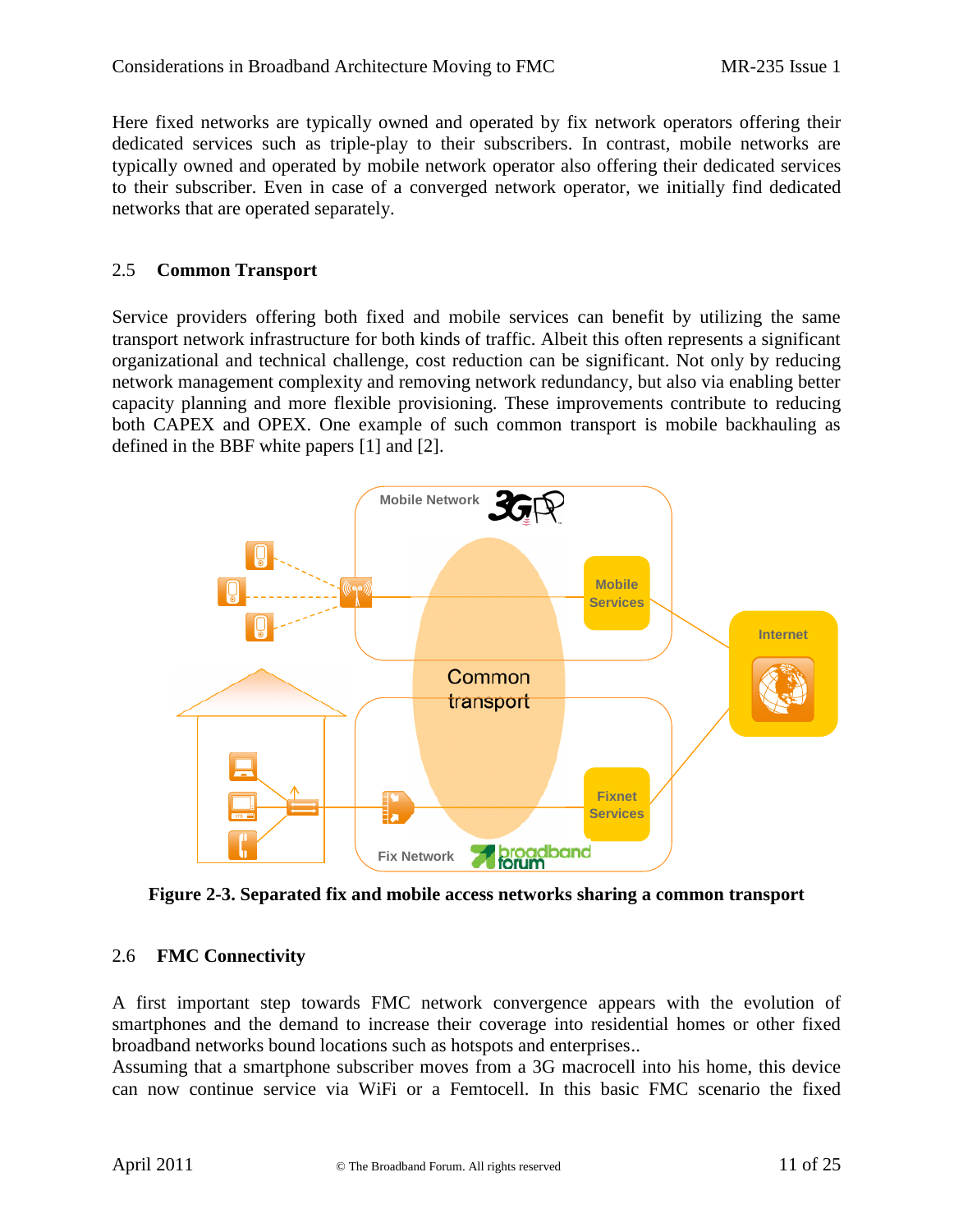Here fixed networks are typically owned and operated by fix network operators offering their dedicated services such as triple-play to their subscribers. In contrast, mobile networks are typically owned and operated by mobile network operator also offering their dedicated services to their subscriber. Even in case of a converged network operator, we initially find dedicated networks that are operated separately.

## 2.5 Common Transport

Service providers offering both fixed and mobile services can benefit by utilizing the same transport network infrastructure for both kinds of traffic. Albeit this often represents a significant organizational and technical challenge, cost reduction can be significant. Not only by reducing network management complexity and removing network redundancy, but also via enabling better capacity planning and more flexible provisioning. These improvements contribute to reducing both CAPEX and OPEX. One example of such common transport is mobile backhauling as defined in the BBF white papers [1] and [2].

**Figure 2-3. Separated fix and mobile access networks sharing a common transport**

## 2.6 FMC Connectivity

A first important step towards FMC network convergence appears with the evolution of smartphones and the demand to increase their coverage into residential homes or other fixed broadband networks bound locations such as hotspots and enterprises..
Assuming that a smartphone subscriber moves from a 3G macrocell into his home, this device can now continue service via WiFi or a Femtocell. In this basic FMC scenario the fixed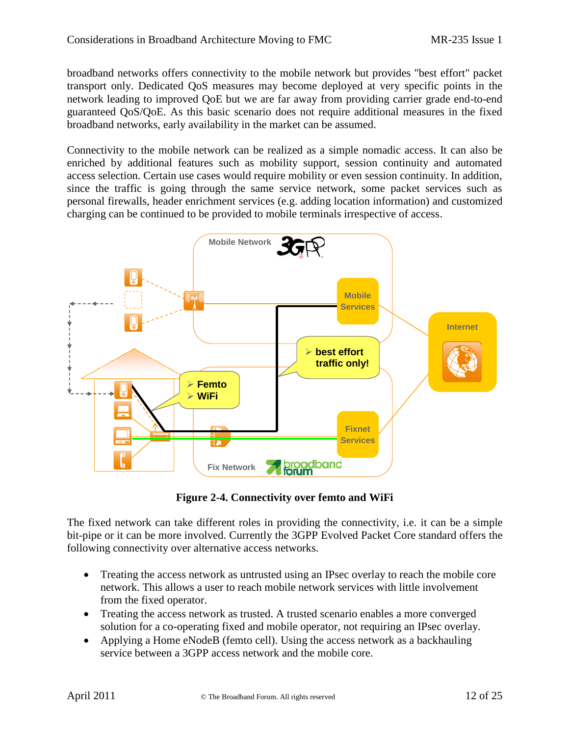broadband networks offers connectivity to the mobile network but provides "best effort" packet transport only. Dedicated QoS measures may become deployed at very specific points in the network leading to improved QoE but we are far away from providing carrier grade end-to-end guaranteed QoS/QoE. As this basic scenario does not require additional measures in the fixed broadband networks, early availability in the market can be assumed.

Connectivity to the mobile network can be realized as a simple nomadic access. It can also be enriched by additional features such as mobility support, session continuity and automated access selection. Certain use cases would require mobility or even session continuity. In addition, since the traffic is going through the same service network, some packet services such as personal firewalls, header enrichment services (e.g. adding location information) and customized charging can be continued to be provided to mobile terminals irrespective of access.

**Figure 2-4. Connectivity over femto and WiFi**

The fixed network can take different roles in providing the connectivity, i.e. it can be a simple bit-pipe or it can be more involved. Currently the 3GPP Evolved Packet Core standard offers the following connectivity over alternative access networks.

- Treating the access network as untrusted using an IPsec overlay to reach the mobile core network. This allows a user to reach mobile network services with little involvement from the fixed operator.
- Treating the access network as trusted. A trusted scenario enables a more converged solution for a co-operating fixed and mobile operator, not requiring an IPsec overlay.
- Applying a Home eNodeB (femto cell). Using the access network as a backhauling service between a 3GPP access network and the mobile core.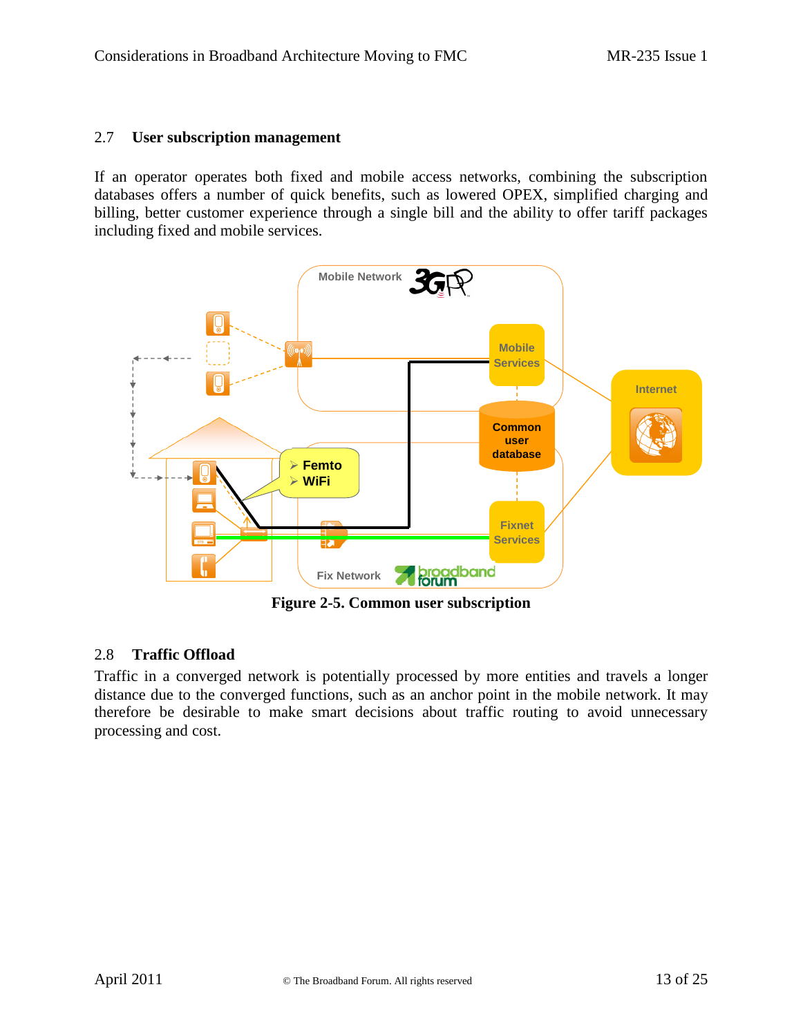## 2.7 User subscription management

If an operator operates both fixed and mobile access networks, combining the subscription databases offers a number of quick benefits, such as lowered OPEX, simplified charging and billing, better customer experience through a single bill and the ability to offer tariff packages including fixed and mobile services.

**Figure 2-5. Common user subscription**

## 2.8 Traffic Offload

Traffic in a converged network is potentially processed by more entities and travels a longer distance due to the converged functions, such as an anchor point in the mobile network. It may therefore be desirable to make smart decisions about traffic routing to avoid unnecessary processing and cost.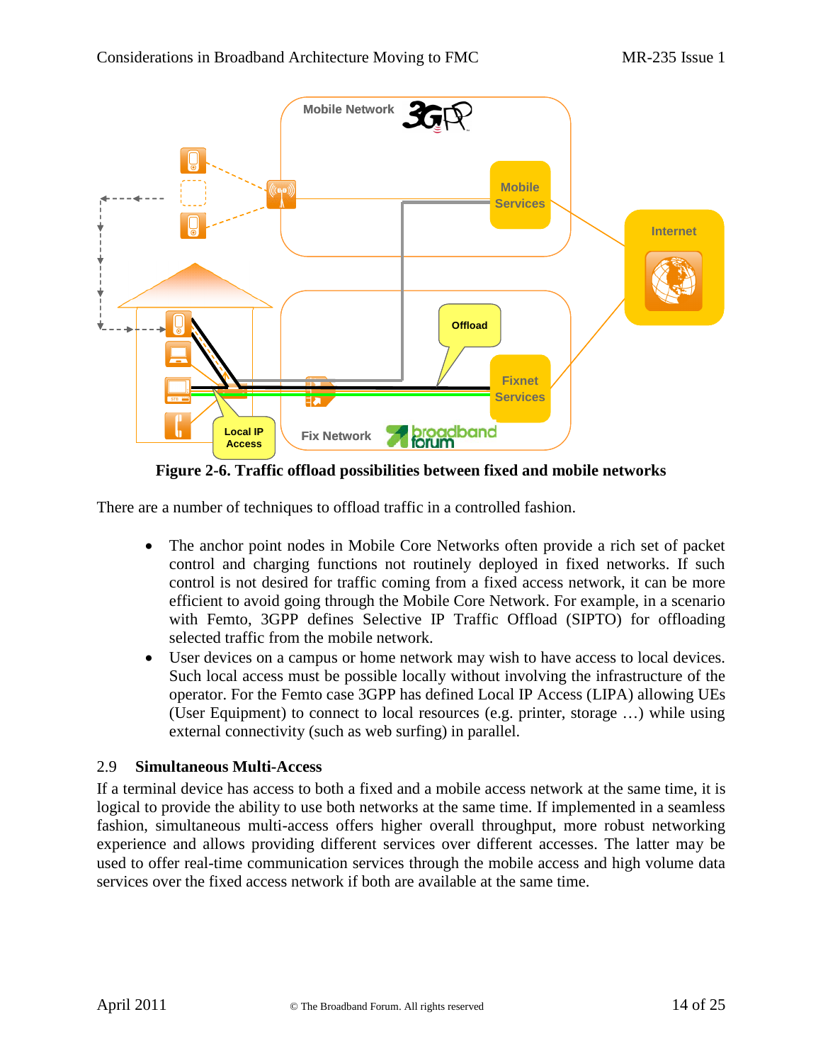**Figure 2-6. Traffic offload possibilities between fixed and mobile networks**

There are a number of techniques to offload traffic in a controlled fashion.

- The anchor point nodes in Mobile Core Networks often provide a rich set of packet control and charging functions not routinely deployed in fixed networks. If such control is not desired for traffic coming from a fixed access network, it can be more efficient to avoid going through the Mobile Core Network. For example, in a scenario with Femto, 3GPP defines Selective IP Traffic Offload (SIPTO) for offloading selected traffic from the mobile network.
- User devices on a campus or home network may wish to have access to local devices. Such local access must be possible locally without involving the infrastructure of the operator. For the Femto case 3GPP has defined Local IP Access (LIPA) allowing UEs (User Equipment) to connect to local resources (e.g. printer, storage …) while using external connectivity (such as web surfing) in parallel.

## 2.9 Simultaneous Multi-Access

If a terminal device has access to both a fixed and a mobile access network at the same time, it is logical to provide the ability to use both networks at the same time. If implemented in a seamless fashion, simultaneous multi-access offers higher overall throughput, more robust networking experience and allows providing different services over different accesses. The latter may be used to offer real-time communication services through the mobile access and high volume data services over the fixed access network if both are available at the same time.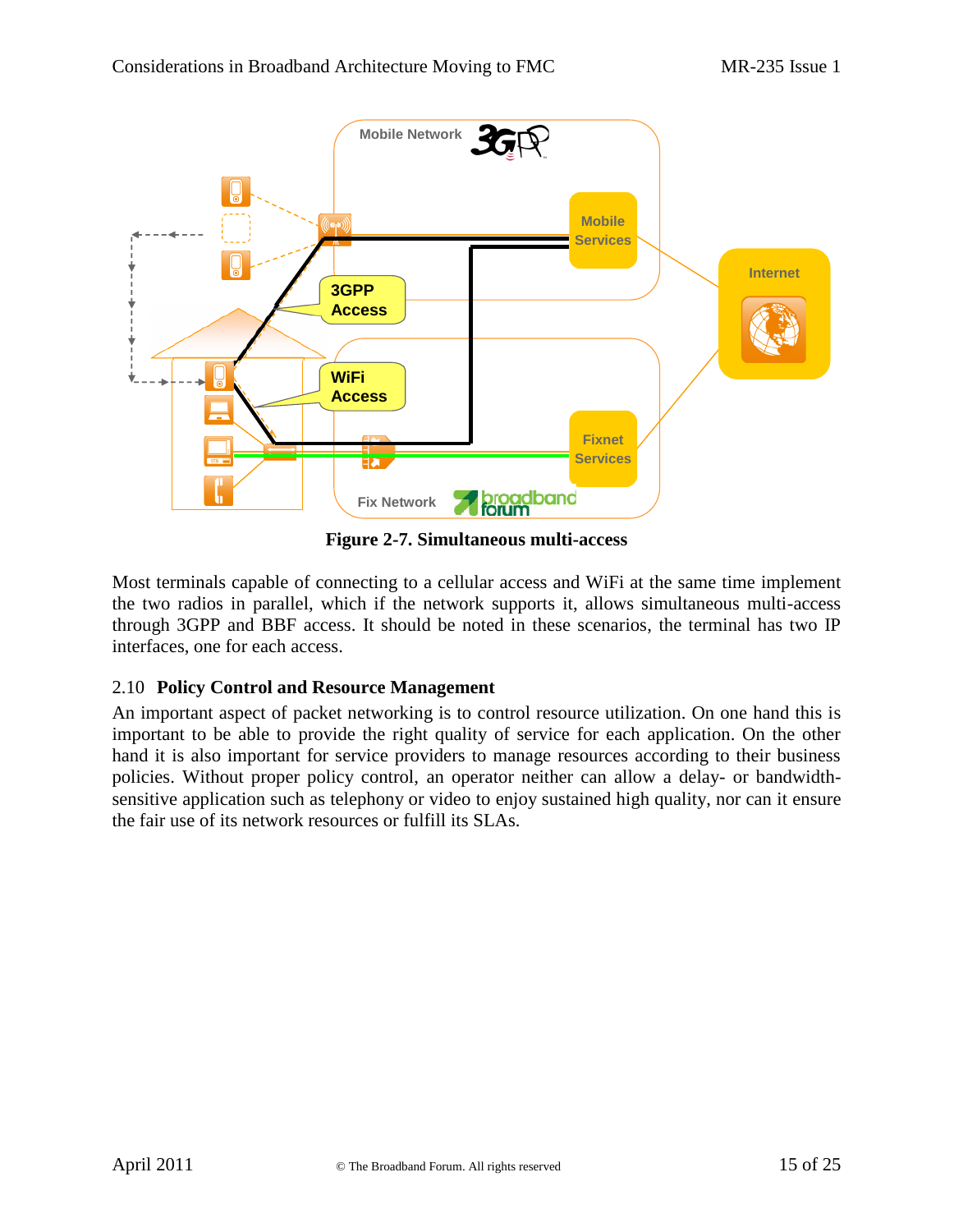Figure 2-7. Simultaneous multi-access

Most terminals capable of connecting to a cellular access and WiFi at the same time implement the two radios in parallel, which if the network supports it, allows simultaneous multi-access through 3GPP and BBF access. It should be noted in these scenarios, the terminal has two IP interfaces, one for each access.

## 2.10 Policy Control and Resource Management

An important aspect of packet networking is to control resource utilization. On one hand this is important to be able to provide the right quality of service for each application. On the other hand it is also important for service providers to manage resources according to their business policies. Without proper policy control, an operator neither can allow a delay- or bandwidth-sensitive application such as telephony or video to enjoy sustained high quality, nor can it ensure the fair use of its network resources or fulfill its SLAs.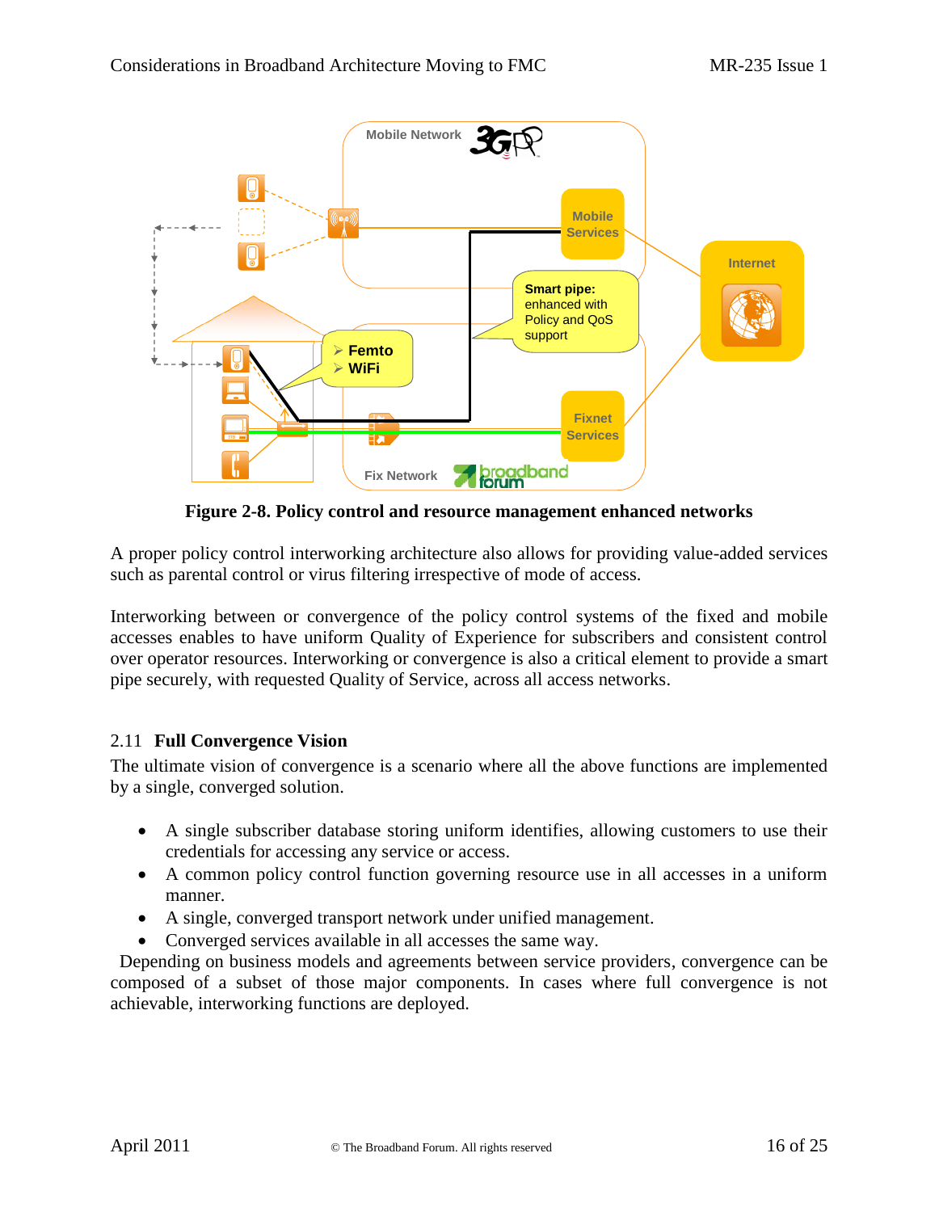**Figure 2-8. Policy control and resource management enhanced networks**

A proper policy control interworking architecture also allows for providing value-added services such as parental control or virus filtering irrespective of mode of access.

Interworking between or convergence of the policy control systems of the fixed and mobile accesses enables to have uniform Quality of Experience for subscribers and consistent control over operator resources. Interworking or convergence is also a critical element to provide a smart pipe securely, with requested Quality of Service, across all access networks.

## 2.11 Full Convergence Vision

The ultimate vision of convergence is a scenario where all the above functions are implemented by a single, converged solution.

- A single subscriber database storing uniform identifies, allowing customers to use their credentials for accessing any service or access.
- A common policy control function governing resource use in all accesses in a uniform manner.
- A single, converged transport network under unified management.
- Converged services available in all accesses the same way.

Depending on business models and agreements between service providers, convergence can be composed of a subset of those major components. In cases where full convergence is not achievable, interworking functions are deployed.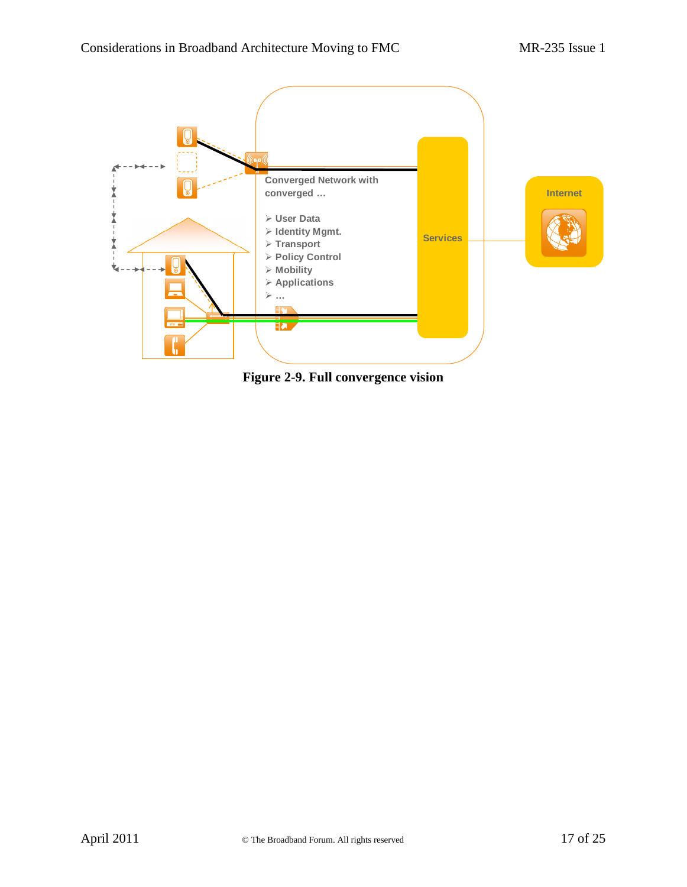Converged Network with converged …

- User Data
- Identity Mgmt.
- Transport
- Policy Control
- Mobility
- Applications
- …

Services

Internet

**Figure 2-9. Full convergence vision**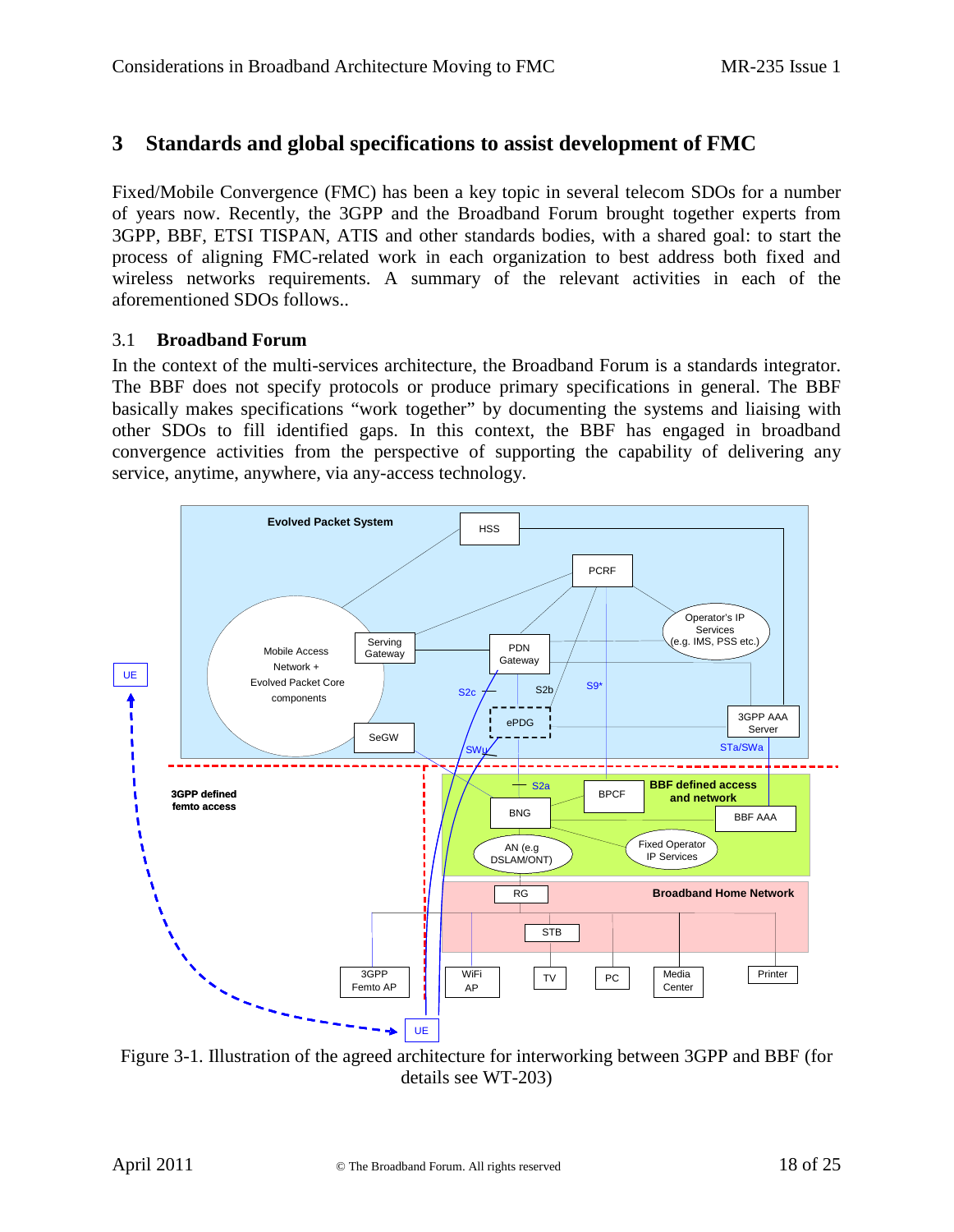# 3 Standards and global specifications to assist development of FMC

Fixed/Mobile Convergence (FMC) has been a key topic in several telecom SDOs for a number of years now. Recently, the 3GPP and the Broadband Forum brought together experts from 3GPP, BBF, ETSI TISPAN, ATIS and other standards bodies, with a shared goal: to start the process of aligning FMC-related work in each organization to best address both fixed and wireless networks requirements. A summary of the relevant activities in each of the aforementioned SDOs follows..

## 3.1 Broadband Forum

In the context of the multi-services architecture, the Broadband Forum is a standards integrator. The BBF does not specify protocols or produce primary specifications in general. The BBF basically makes specifications "work together" by documenting the systems and liaising with other SDOs to fill identified gaps. In this context, the BBF has engaged in broadband convergence activities from the perspective of supporting the capability of delivering any service, anytime, anywhere, via any-access technology.

Figure 3-1. Illustration of the agreed architecture for interworking between 3GPP and BBF (for details see WT-203)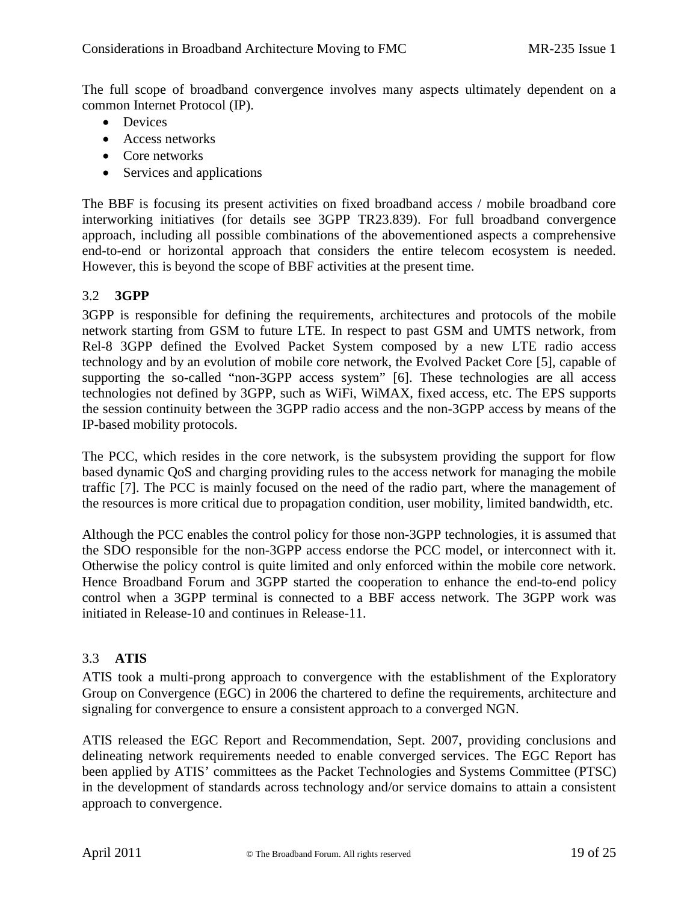The full scope of broadband convergence involves many aspects ultimately dependent on a common Internet Protocol (IP).

- Devices
- Access networks
- Core networks
- Services and applications

The BBF is focusing its present activities on fixed broadband access / mobile broadband core interworking initiatives (for details see 3GPP TR23.839). For full broadband convergence approach, including all possible combinations of the abovementioned aspects a comprehensive end-to-end or horizontal approach that considers the entire telecom ecosystem is needed. However, this is beyond the scope of BBF activities at the present time.

## 3.2 3GPP

3GPP is responsible for defining the requirements, architectures and protocols of the mobile network starting from GSM to future LTE. In respect to past GSM and UMTS network, from Rel-8 3GPP defined the Evolved Packet System composed by a new LTE radio access technology and by an evolution of mobile core network, the Evolved Packet Core [5], capable of supporting the so-called “non-3GPP access system” [6]. These technologies are all access technologies not defined by 3GPP, such as WiFi, WiMAX, fixed access, etc. The EPS supports the session continuity between the 3GPP radio access and the non-3GPP access by means of the IP-based mobility protocols.

The PCC, which resides in the core network, is the subsystem providing the support for flow based dynamic QoS and charging providing rules to the access network for managing the mobile traffic [7]. The PCC is mainly focused on the need of the radio part, where the management of the resources is more critical due to propagation condition, user mobility, limited bandwidth, etc.

Although the PCC enables the control policy for those non-3GPP technologies, it is assumed that the SDO responsible for the non-3GPP access endorse the PCC model, or interconnect with it. Otherwise the policy control is quite limited and only enforced within the mobile core network. Hence Broadband Forum and 3GPP started the cooperation to enhance the end-to-end policy control when a 3GPP terminal is connected to a BBF access network. The 3GPP work was initiated in Release-10 and continues in Release-11.

## 3.3 ATIS

ATIS took a multi-prong approach to convergence with the establishment of the Exploratory Group on Convergence (EGC) in 2006 the chartered to define the requirements, architecture and signaling for convergence to ensure a consistent approach to a converged NGN.

ATIS released the EGC Report and Recommendation, Sept. 2007, providing conclusions and delineating network requirements needed to enable converged services. The EGC Report has been applied by ATIS’ committees as the Packet Technologies and Systems Committee (PTSC) in the development of standards across technology and/or service domains to attain a consistent approach to convergence.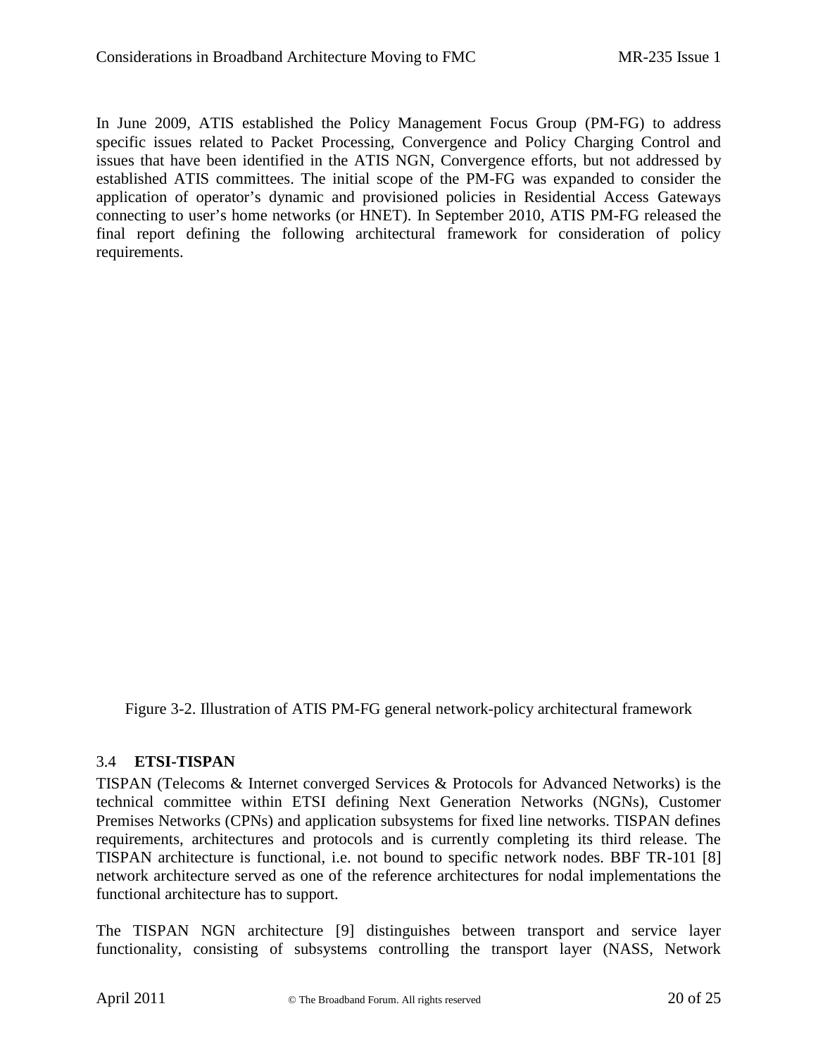In June 2009, ATIS established the Policy Management Focus Group (PM-FG) to address specific issues related to Packet Processing, Convergence and Policy Charging Control and issues that have been identified in the ATIS NGN, Convergence efforts, but not addressed by established ATIS committees. The initial scope of the PM-FG was expanded to consider the application of operator's dynamic and provisioned policies in Residential Access Gateways connecting to user's home networks (or HNET). In September 2010, ATIS PM-FG released the final report defining the following architectural framework for consideration of policy requirements.

Figure 3-2. Illustration of ATIS PM-FG general network-policy architectural framework

### 3.4 ETSI-TISPAN

TISPAN (Telecoms & Internet converged Services & Protocols for Advanced Networks) is the technical committee within ETSI defining Next Generation Networks (NGNs), Customer Premises Networks (CPNs) and application subsystems for fixed line networks. TISPAN defines requirements, architectures and protocols and is currently completing its third release. The TISPAN architecture is functional, i.e. not bound to specific network nodes. BBF TR-101 [8] network architecture served as one of the reference architectures for nodal implementations the functional architecture has to support.

The TISPAN NGN architecture [9] distinguishes between transport and service layer functionality, consisting of subsystems controlling the transport layer (NASS, Network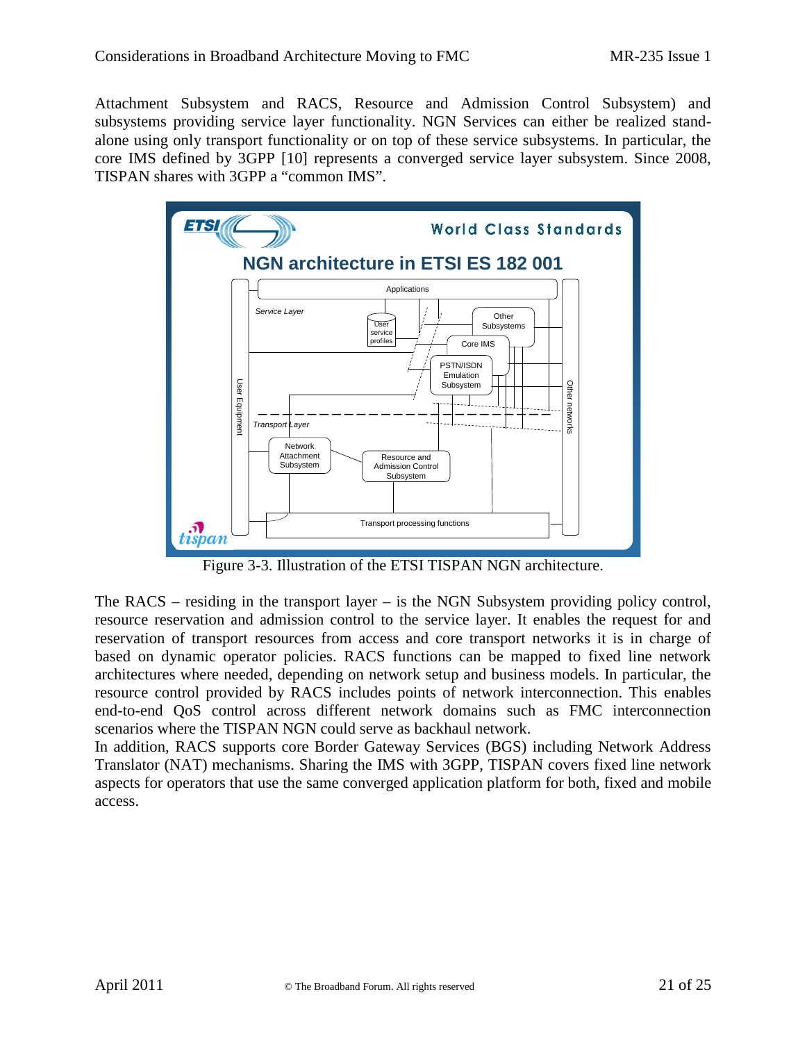Attachment Subsystem and RACS, Resource and Admission Control Subsystem) and subsystems providing service layer functionality. NGN Services can either be realized stand-alone using only transport functionality or on top of these service subsystems. In particular, the core IMS defined by 3GPP [10] represents a converged service layer subsystem. Since 2008, TISPAN shares with 3GPP a "common IMS".

Figure 3-3. Illustration of the ETSI TISPAN NGN architecture.

The RACS – residing in the transport layer – is the NGN Subsystem providing policy control, resource reservation and admission control to the service layer. It enables the request for and reservation of transport resources from access and core transport networks it is in charge of based on dynamic operator policies. RACS functions can be mapped to fixed line network architectures where needed, depending on network setup and business models. In particular, the resource control provided by RACS includes points of network interconnection. This enables end-to-end QoS control across different network domains such as FMC interconnection scenarios where the TISPAN NGN could serve as backhaul network.

In addition, RACS supports core Border Gateway Services (BGS) including Network Address Translator (NAT) mechanisms. Sharing the IMS with 3GPP, TISPAN covers fixed line network aspects for operators that use the same converged application platform for both, fixed and mobile access.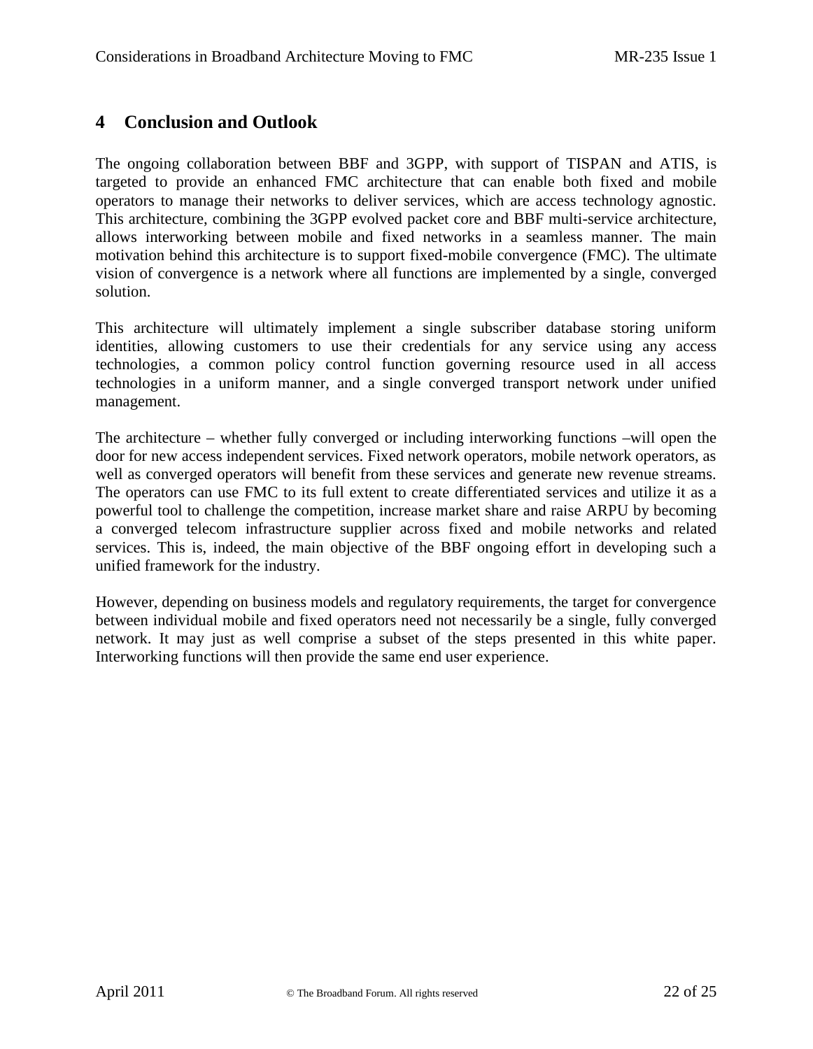# 4 Conclusion and Outlook

The ongoing collaboration between BBF and 3GPP, with support of TISPAN and ATIS, is targeted to provide an enhanced FMC architecture that can enable both fixed and mobile operators to manage their networks to deliver services, which are access technology agnostic. This architecture, combining the 3GPP evolved packet core and BBF multi-service architecture, allows interworking between mobile and fixed networks in a seamless manner. The main motivation behind this architecture is to support fixed-mobile convergence (FMC). The ultimate vision of convergence is a network where all functions are implemented by a single, converged solution.

This architecture will ultimately implement a single subscriber database storing uniform identities, allowing customers to use their credentials for any service using any access technologies, a common policy control function governing resource used in all access technologies in a uniform manner, and a single converged transport network under unified management.

The architecture – whether fully converged or including interworking functions –will open the door for new access independent services. Fixed network operators, mobile network operators, as well as converged operators will benefit from these services and generate new revenue streams. The operators can use FMC to its full extent to create differentiated services and utilize it as a powerful tool to challenge the competition, increase market share and raise ARPU by becoming a converged telecom infrastructure supplier across fixed and mobile networks and related services. This is, indeed, the main objective of the BBF ongoing effort in developing such a unified framework for the industry.

However, depending on business models and regulatory requirements, the target for convergence between individual mobile and fixed operators need not necessarily be a single, fully converged network. It may just as well comprise a subset of the steps presented in this white paper. Interworking functions will then provide the same end user experience.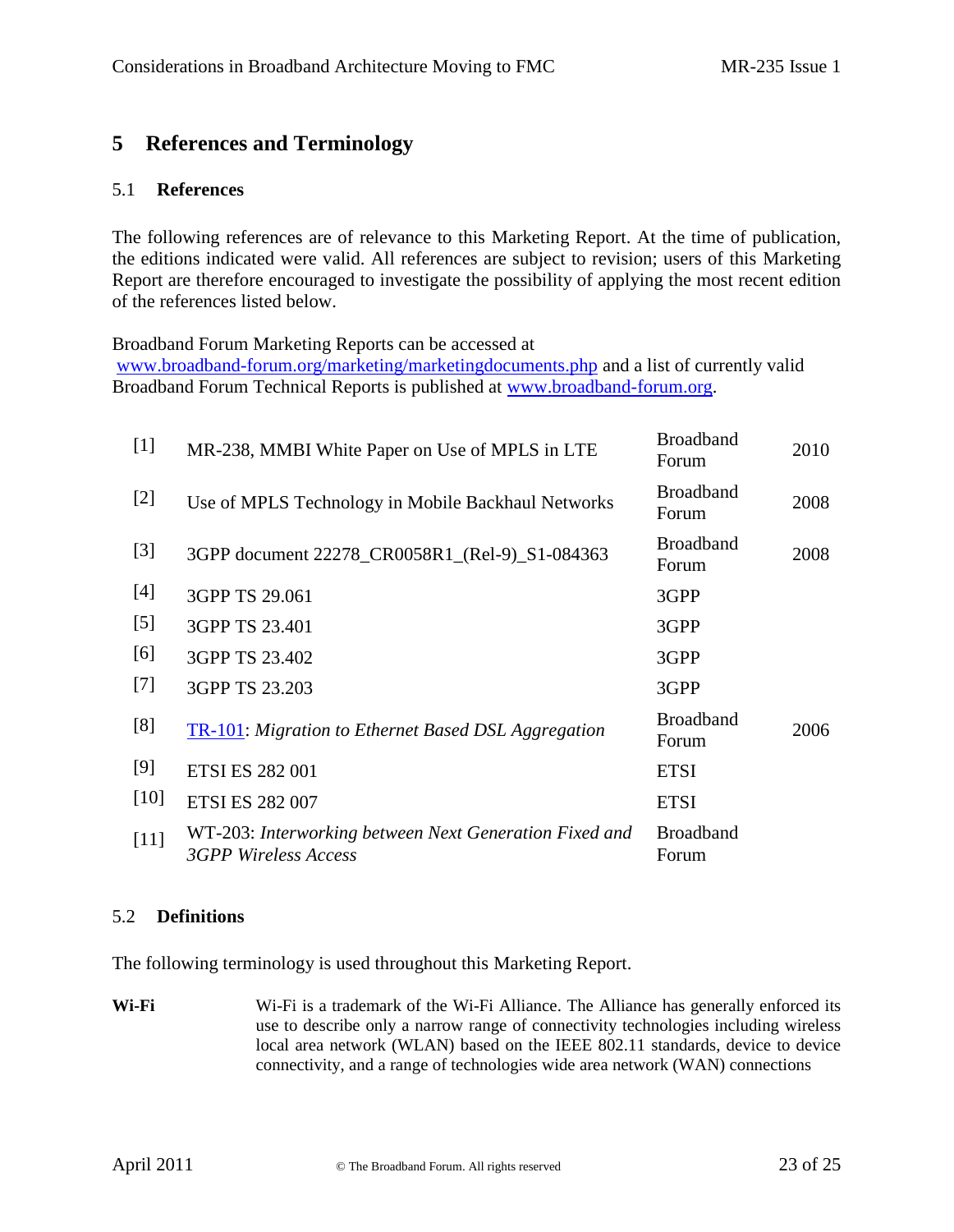# 5 References and Terminology

## 5.1 References

The following references are of relevance to this Marketing Report. At the time of publication, the editions indicated were valid. All references are subject to revision; users of this Marketing Report are therefore encouraged to investigate the possibility of applying the most recent edition of the references listed below.

Broadband Forum Marketing Reports can be accessed at www.broadband-forum.org/marketing/marketingdocuments.php and a list of currently valid Broadband Forum Technical Reports is published at www.broadband-forum.org.

| | | | |
|---|---|---|---|
| [1] | MR-238, MMBI White Paper on Use of MPLS in LTE | Broadband Forum | 2010 |
| [2] | Use of MPLS Technology in Mobile Backhaul Networks | Broadband Forum | 2008 |
| [3] | 3GPP document 22278_CR0058R1_(Rel-9)_S1-084363 | Broadband Forum | 2008 |
| [4] | 3GPP TS 29.061 | 3GPP | |
| [5] | 3GPP TS 23.401 | 3GPP | |
| [6] | 3GPP TS 23.402 | 3GPP | |
| [7] | 3GPP TS 23.203 | 3GPP | |
| [8] | TR-101: *Migration to Ethernet Based DSL Aggregation* | Broadband Forum | 2006 |
| [9] | ETSI ES 282 001 | ETSI | |
| [10] | ETSI ES 282 007 | ETSI | |
| [11] | WT-203: *Interworking between Next Generation Fixed and 3GPP Wireless Access* | Broadband Forum | |

## 5.2 Definitions

The following terminology is used throughout this Marketing Report.

**Wi-Fi** Wi-Fi is a trademark of the Wi-Fi Alliance. The Alliance has generally enforced its use to describe only a narrow range of connectivity technologies including wireless local area network (WLAN) based on the IEEE 802.11 standards, device to device connectivity, and a range of technologies wide area network (WAN) connections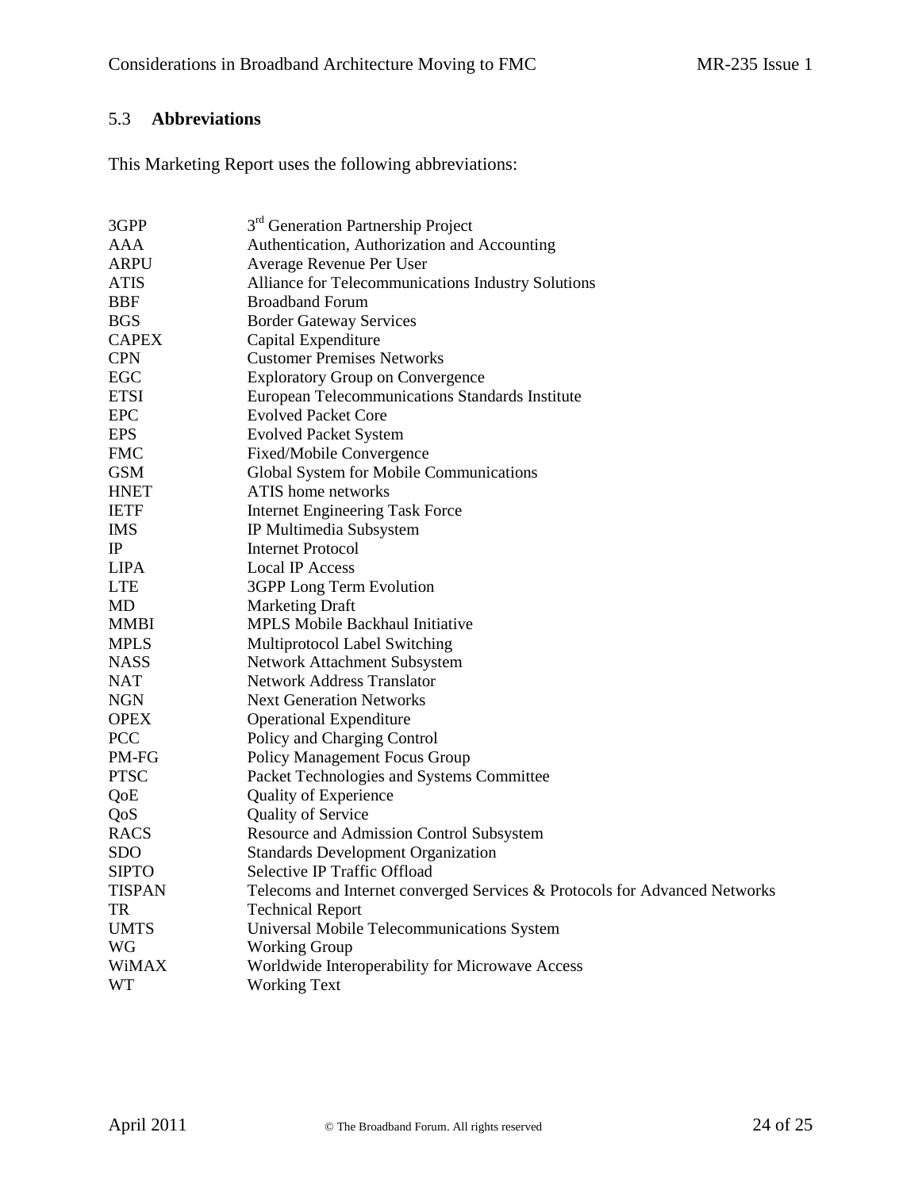## 5.3 Abbreviations

This Marketing Report uses the following abbreviations:

| | |
|---|---|
| 3GPP | 3[rd] Generation Partnership Project |
| AAA | Authentication, Authorization and Accounting |
| ARPU | Average Revenue Per User |
| ATIS | Alliance for Telecommunications Industry Solutions |
| BBF | Broadband Forum |
| BGS | Border Gateway Services |
| CAPEX | Capital Expenditure |
| CPN | Customer Premises Networks |
| EGC | Exploratory Group on Convergence |
| ETSI | European Telecommunications Standards Institute |
| EPC | Evolved Packet Core |
| EPS | Evolved Packet System |
| FMC | Fixed/Mobile Convergence |
| GSM | Global System for Mobile Communications |
| HNET | ATIS home networks |
| IETF | Internet Engineering Task Force |
| IMS | IP Multimedia Subsystem |
| IP | Internet Protocol |
| LIPA | Local IP Access |
| LTE | 3GPP Long Term Evolution |
| MD | Marketing Draft |
| MMBI | MPLS Mobile Backhaul Initiative |
| MPLS | Multiprotocol Label Switching |
| NASS | Network Attachment Subsystem |
| NAT | Network Address Translator |
| NGN | Next Generation Networks |
| OPEX | Operational Expenditure |
| PCC | Policy and Charging Control |
| PM-FG | Policy Management Focus Group |
| PTSC | Packet Technologies and Systems Committee |
| QoE | Quality of Experience |
| QoS | Quality of Service |
| RACS | Resource and Admission Control Subsystem |
| SDO | Standards Development Organization |
| SIPTO | Selective IP Traffic Offload |
| TISPAN | Telecoms and Internet converged Services & Protocols for Advanced Networks |
| TR | Technical Report |
| UMTS | Universal Mobile Telecommunications System |
| WG | Working Group |
| WiMAX | Worldwide Interoperability for Microwave Access |
| WT | Working Text |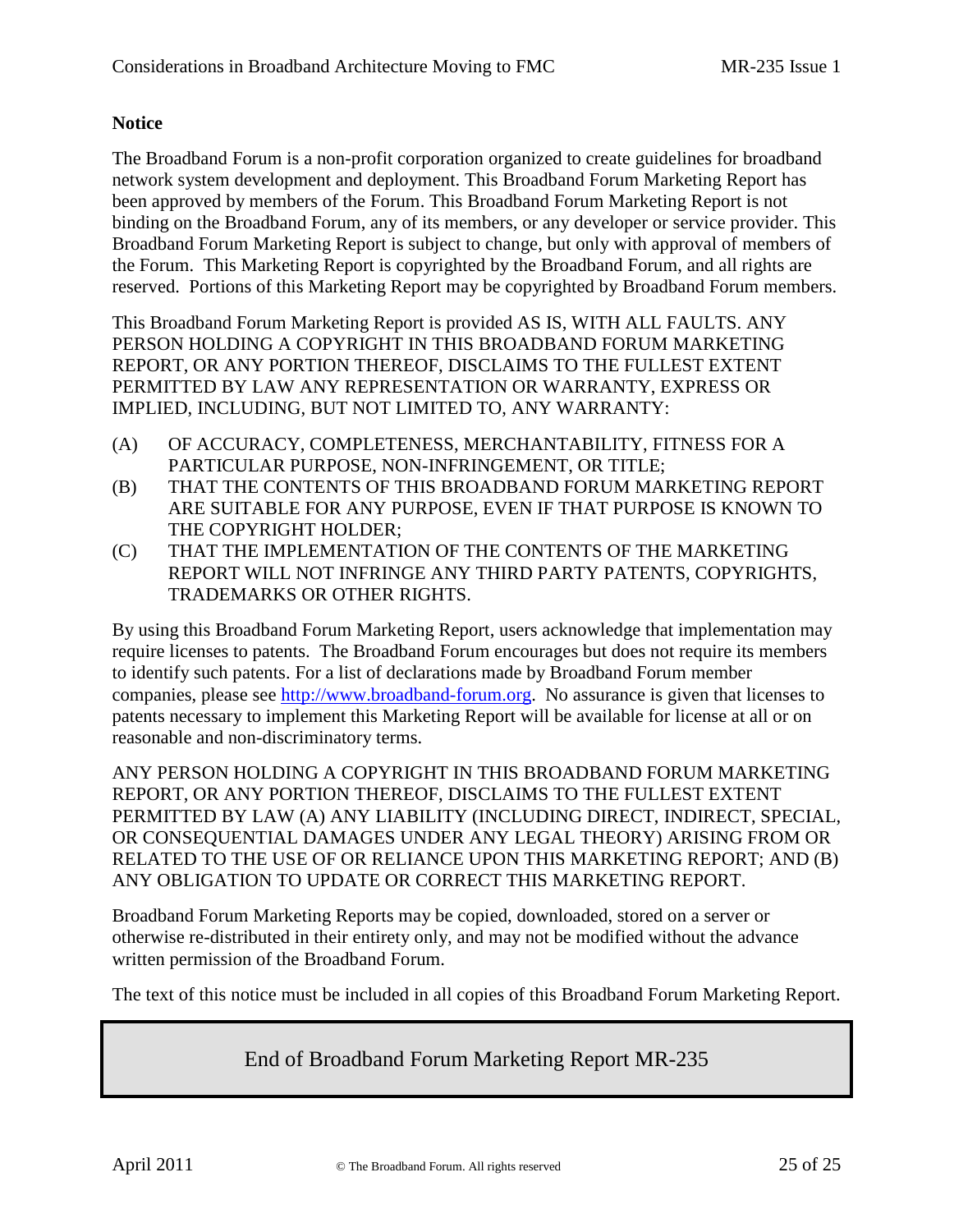**Notice**

The Broadband Forum is a non-profit corporation organized to create guidelines for broadband network system development and deployment. This Broadband Forum Marketing Report has been approved by members of the Forum. This Broadband Forum Marketing Report is not binding on the Broadband Forum, any of its members, or any developer or service provider. This Broadband Forum Marketing Report is subject to change, but only with approval of members of the Forum. This Marketing Report is copyrighted by the Broadband Forum, and all rights are reserved. Portions of this Marketing Report may be copyrighted by Broadband Forum members.

This Broadband Forum Marketing Report is provided AS IS, WITH ALL FAULTS. ANY PERSON HOLDING A COPYRIGHT IN THIS BROADBAND FORUM MARKETING REPORT, OR ANY PORTION THEREOF, DISCLAIMS TO THE FULLEST EXTENT PERMITTED BY LAW ANY REPRESENTATION OR WARRANTY, EXPRESS OR IMPLIED, INCLUDING, BUT NOT LIMITED TO, ANY WARRANTY:

(A) OF ACCURACY, COMPLETENESS, MERCHANTABILITY, FITNESS FOR A PARTICULAR PURPOSE, NON-INFRINGEMENT, OR TITLE;
(B) THAT THE CONTENTS OF THIS BROADBAND FORUM MARKETING REPORT ARE SUITABLE FOR ANY PURPOSE, EVEN IF THAT PURPOSE IS KNOWN TO THE COPYRIGHT HOLDER;
(C) THAT THE IMPLEMENTATION OF THE CONTENTS OF THE MARKETING REPORT WILL NOT INFRINGE ANY THIRD PARTY PATENTS, COPYRIGHTS, TRADEMARKS OR OTHER RIGHTS.

By using this Broadband Forum Marketing Report, users acknowledge that implementation may require licenses to patents. The Broadband Forum encourages but does not require its members to identify such patents. For a list of declarations made by Broadband Forum member companies, please see http://www.broadband-forum.org. No assurance is given that licenses to patents necessary to implement this Marketing Report will be available for license at all or on reasonable and non-discriminatory terms.

ANY PERSON HOLDING A COPYRIGHT IN THIS BROADBAND FORUM MARKETING REPORT, OR ANY PORTION THEREOF, DISCLAIMS TO THE FULLEST EXTENT PERMITTED BY LAW (A) ANY LIABILITY (INCLUDING DIRECT, INDIRECT, SPECIAL, OR CONSEQUENTIAL DAMAGES UNDER ANY LEGAL THEORY) ARISING FROM OR RELATED TO THE USE OF OR RELIANCE UPON THIS MARKETING REPORT; AND (B) ANY OBLIGATION TO UPDATE OR CORRECT THIS MARKETING REPORT.

Broadband Forum Marketing Reports may be copied, downloaded, stored on a server or otherwise re-distributed in their entirety only, and may not be modified without the advance written permission of the Broadband Forum.

The text of this notice must be included in all copies of this Broadband Forum Marketing Report.

End of Broadband Forum Marketing Report MR-235